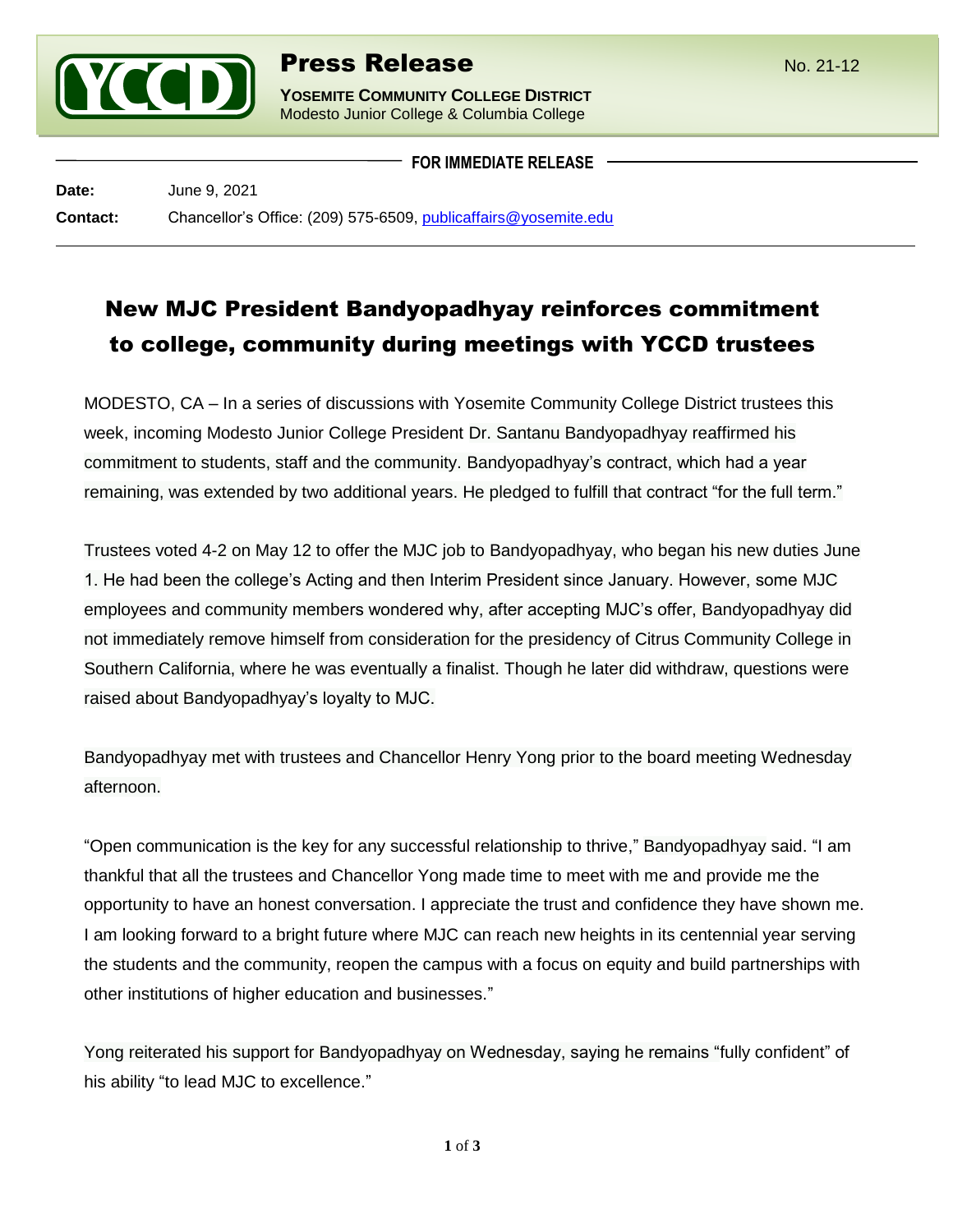# Press Release

No. 21-12

**YOSEMITE COMMUNITY COLLEGE DISTRICT**
Modesto Junior College & Columbia College

**FOR IMMEDIATE RELEASE**

**Date:** June 9, 2021

**Contact:** Chancellor's Office: (209) 575-6509, publicaffairs@yosemite.edu

## New MJC President Bandyopadhyay reinforces commitment to college, community during meetings with YCCD trustees

MODESTO, CA – In a series of discussions with Yosemite Community College District trustees this week, incoming Modesto Junior College President Dr. Santanu Bandyopadhyay reaffirmed his commitment to students, staff and the community. Bandyopadhyay's contract, which had a year remaining, was extended by two additional years. He pledged to fulfill that contract "for the full term."

Trustees voted 4-2 on May 12 to offer the MJC job to Bandyopadhyay, who began his new duties June 1. He had been the college's Acting and then Interim President since January. However, some MJC employees and community members wondered why, after accepting MJC's offer, Bandyopadhyay did not immediately remove himself from consideration for the presidency of Citrus Community College in Southern California, where he was eventually a finalist. Though he later did withdraw, questions were raised about Bandyopadhyay's loyalty to MJC.

Bandyopadhyay met with trustees and Chancellor Henry Yong prior to the board meeting Wednesday afternoon.

"Open communication is the key for any successful relationship to thrive," Bandyopadhyay said. "I am thankful that all the trustees and Chancellor Yong made time to meet with me and provide me the opportunity to have an honest conversation. I appreciate the trust and confidence they have shown me. I am looking forward to a bright future where MJC can reach new heights in its centennial year serving the students and the community, reopen the campus with a focus on equity and build partnerships with other institutions of higher education and businesses."

Yong reiterated his support for Bandyopadhyay on Wednesday, saying he remains "fully confident" of his ability "to lead MJC to excellence."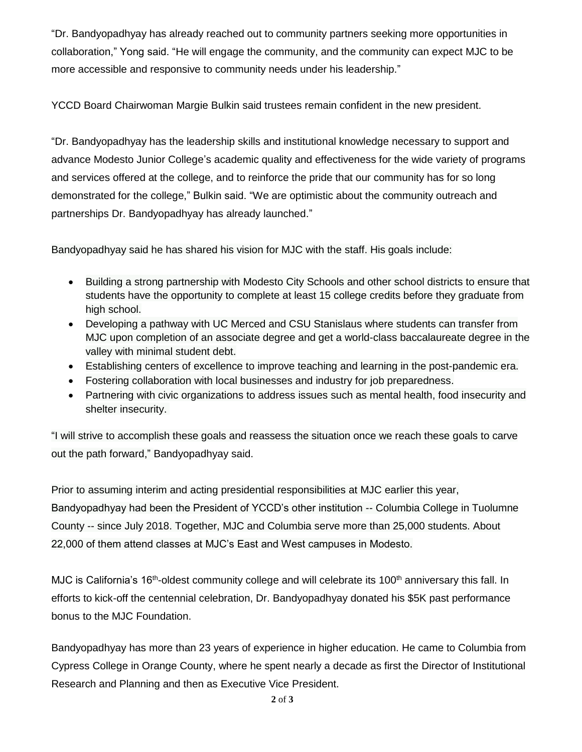"Dr. Bandyopadhyay has already reached out to community partners seeking more opportunities in collaboration," Yong said. "He will engage the community, and the community can expect MJC to be more accessible and responsive to community needs under his leadership."

YCCD Board Chairwoman Margie Bulkin said trustees remain confident in the new president.

"Dr. Bandyopadhyay has the leadership skills and institutional knowledge necessary to support and advance Modesto Junior College's academic quality and effectiveness for the wide variety of programs and services offered at the college, and to reinforce the pride that our community has for so long demonstrated for the college," Bulkin said. "We are optimistic about the community outreach and partnerships Dr. Bandyopadhyay has already launched."

Bandyopadhyay said he has shared his vision for MJC with the staff. His goals include:

- Building a strong partnership with Modesto City Schools and other school districts to ensure that students have the opportunity to complete at least 15 college credits before they graduate from high school.
- Developing a pathway with UC Merced and CSU Stanislaus where students can transfer from MJC upon completion of an associate degree and get a world-class baccalaureate degree in the valley with minimal student debt.
- Establishing centers of excellence to improve teaching and learning in the post-pandemic era.
- Fostering collaboration with local businesses and industry for job preparedness.
- Partnering with civic organizations to address issues such as mental health, food insecurity and shelter insecurity.

"I will strive to accomplish these goals and reassess the situation once we reach these goals to carve out the path forward," Bandyopadhyay said.

Prior to assuming interim and acting presidential responsibilities at MJC earlier this year, Bandyopadhyay had been the President of YCCD's other institution -- Columbia College in Tuolumne County -- since July 2018. Together, MJC and Columbia serve more than 25,000 students. About 22,000 of them attend classes at MJC's East and West campuses in Modesto.

MJC is California's 16th-oldest community college and will celebrate its 100th anniversary this fall. In efforts to kick-off the centennial celebration, Dr. Bandyopadhyay donated his $5K past performance bonus to the MJC Foundation.

Bandyopadhyay has more than 23 years of experience in higher education. He came to Columbia from Cypress College in Orange County, where he spent nearly a decade as first the Director of Institutional Research and Planning and then as Executive Vice President.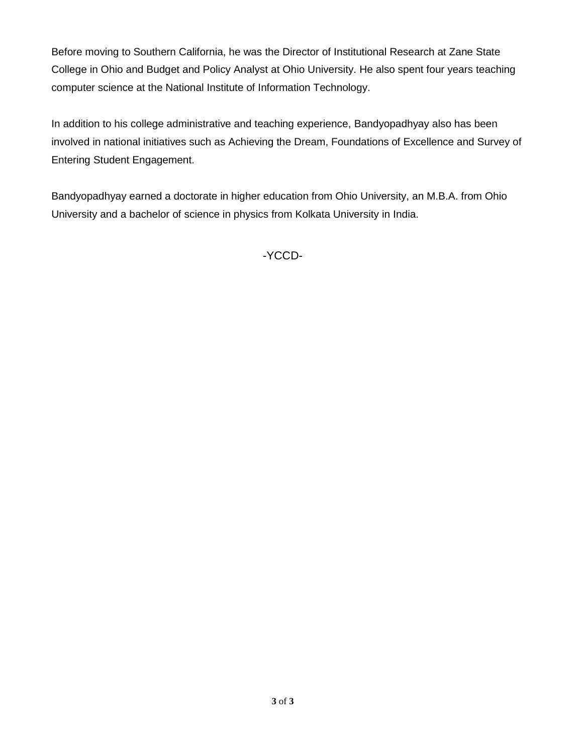Before moving to Southern California, he was the Director of Institutional Research at Zane State College in Ohio and Budget and Policy Analyst at Ohio University. He also spent four years teaching computer science at the National Institute of Information Technology.

In addition to his college administrative and teaching experience, Bandyopadhyay also has been involved in national initiatives such as Achieving the Dream, Foundations of Excellence and Survey of Entering Student Engagement.

Bandyopadhyay earned a doctorate in higher education from Ohio University, an M.B.A. from Ohio University and a bachelor of science in physics from Kolkata University in India.

-YCCD-